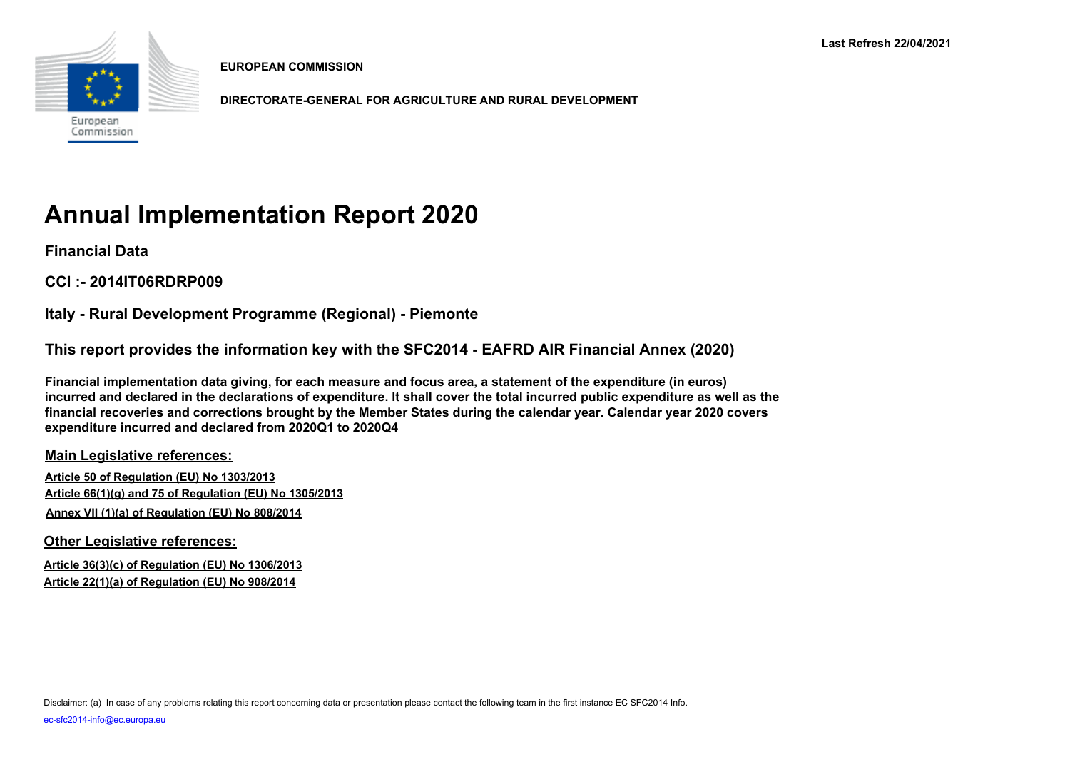Last Refresh 22/04/2021

**EUROPEAN COMMISSION**

**DIRECTORATE-GENERAL FOR AGRICULTURE AND RURAL DEVELOPMENT**

# Annual Implementation Report 2020

**Financial Data**

**CCI :- 2014IT06RDRP009**

**Italy - Rural Development Programme (Regional) - Piemonte**

**This report provides the information key with the SFC2014 - EAFRD AIR Financial Annex (2020)**

**Financial implementation data giving, for each measure and focus area, a statement of the expenditure (in euros) incurred and declared in the declarations of expenditure. It shall cover the total incurred public expenditure as well as the financial recoveries and corrections brought by the Member States during the calendar year. Calendar year 2020 covers expenditure incurred and declared from 2020Q1 to 2020Q4**

**Main Legislative references:**

Article 50 of Regulation (EU) No 1303/2013
Article 66(1)(g) and 75 of Regulation (EU) No 1305/2013
Annex VII (1)(a) of Regulation (EU) No 808/2014

**Other Legislative references:**

Article 36(3)(c) of Regulation (EU) No 1306/2013
Article 22(1)(a) of Regulation (EU) No 908/2014

Disclaimer: (a) In case of any problems relating this report concerning data or presentation please contact the following team in the first instance EC SFC2014 Info.

ec-sfc2014-info@ec.europa.eu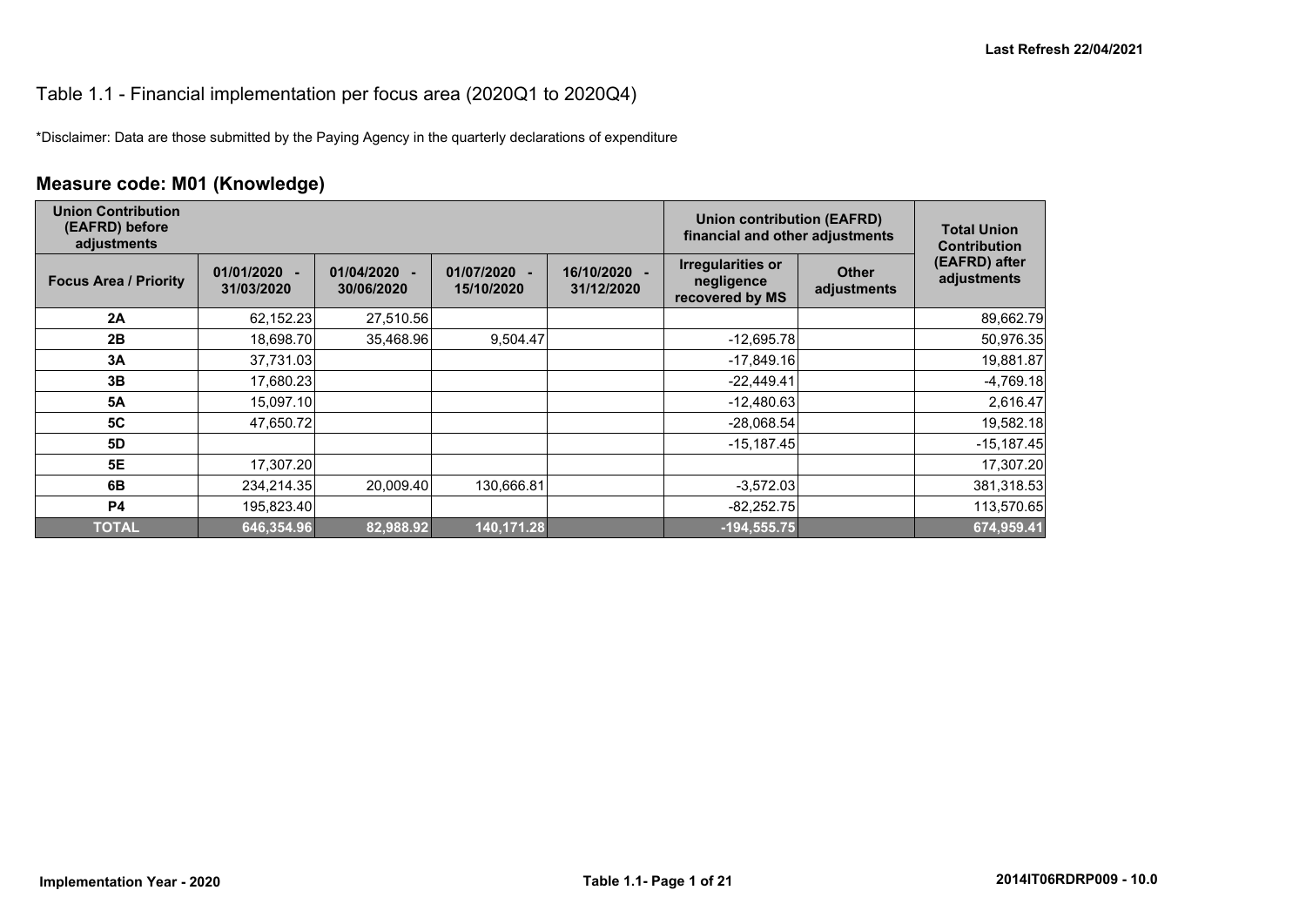Last Refresh 22/04/2021

# Table 1.1 - Financial implementation per focus area (2020Q1 to 2020Q4)

*Disclaimer: Data are those submitted by the Paying Agency in the quarterly declarations of expenditure

## Measure code: M01 (Knowledge)

| Union Contribution (EAFRD) before adjustments | | | | | Union contribution (EAFRD) financial and other adjustments | | Total Union Contribution (EAFRD) after adjustments |
|---|---|---|---|---|---|---|---|
| Focus Area / Priority | 01/01/2020 - 31/03/2020 | 01/04/2020 - 30/06/2020 | 01/07/2020 - 15/10/2020 | 16/10/2020 - 31/12/2020 | Irregularities or negligence recovered by MS | Other adjustments | |
| 2A | 62,152.23 | 27,510.56 | | | | | 89,662.79 |
| 2B | 18,698.70 | 35,468.96 | 9,504.47 | | -12,695.78 | | 50,976.35 |
| 3A | 37,731.03 | | | | -17,849.16 | | 19,881.87 |
| 3B | 17,680.23 | | | | -22,449.41 | | -4,769.18 |
| 5A | 15,097.10 | | | | -12,480.63 | | 2,616.47 |
| 5C | 47,650.72 | | | | -28,068.54 | | 19,582.18 |
| 5D | | | | | -15,187.45 | | -15,187.45 |
| 5E | 17,307.20 | | | | | | 17,307.20 |
| 6B | 234,214.35 | 20,009.40 | 130,666.81 | | -3,572.03 | | 381,318.53 |
| P4 | 195,823.40 | | | | -82,252.75 | | 113,570.65 |
| **TOTAL** | **646,354.96** | **82,988.92** | **140,171.28** | | **-194,555.75** | | **674,959.41** |

Implementation Year - 2020

2014IT06RDRP009 - 10.0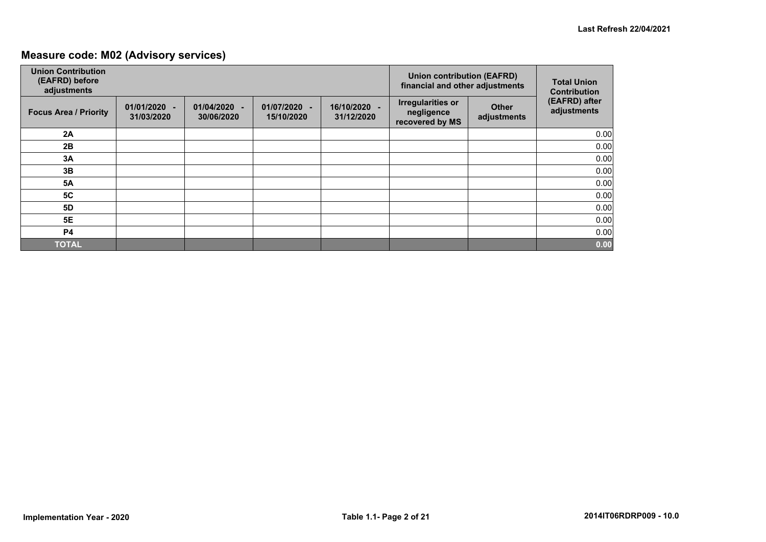Last Refresh 22/04/2021

## Measure code: M02 (Advisory services)

| Union Contribution (EAFRD) before adjustments | | | | | Union contribution (EAFRD) financial and other adjustments | | Total Union Contribution (EAFRD) after adjustments |
|---|---|---|---|---|---|---|---|
| Focus Area / Priority | 01/01/2020 - 31/03/2020 | 01/04/2020 - 30/06/2020 | 01/07/2020 - 15/10/2020 | 16/10/2020 - 31/12/2020 | Irregularities or negligence recovered by MS | Other adjustments | |
| 2A | | | | | | | 0.00 |
| 2B | | | | | | | 0.00 |
| 3A | | | | | | | 0.00 |
| 3B | | | | | | | 0.00 |
| 5A | | | | | | | 0.00 |
| 5C | | | | | | | 0.00 |
| 5D | | | | | | | 0.00 |
| 5E | | | | | | | 0.00 |
| P4 | | | | | | | 0.00 |
| **TOTAL** | | | | | | | **0.00** |

Implementation Year - 2020

Table 1.1- Page 2 of 21

2014IT06RDRP009 - 10.0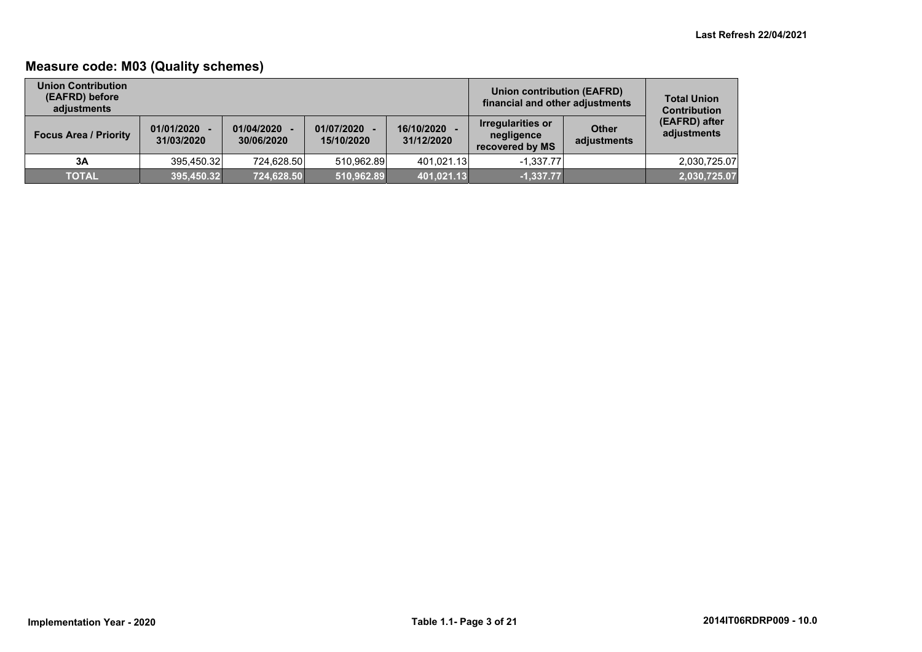## Measure code: M03 (Quality schemes)

| Union Contribution (EAFRD) before adjustments | | | | | Union contribution (EAFRD) financial and other adjustments | | Total Union Contribution (EAFRD) after adjustments |
|---|---|---|---|---|---|---|---|
| Focus Area / Priority | 01/01/2020 - 31/03/2020 | 01/04/2020 - 30/06/2020 | 01/07/2020 - 15/10/2020 | 16/10/2020 - 31/12/2020 | Irregularities or negligence recovered by MS | Other adjustments | |
| 3A | 395,450.32 | 724,628.50 | 510,962.89 | 401,021.13 | -1,337.77 | | 2,030,725.07 |
| **TOTAL** | **395,450.32** | **724,628.50** | **510,962.89** | **401,021.13** | **-1,337.77** | | **2,030,725.07** |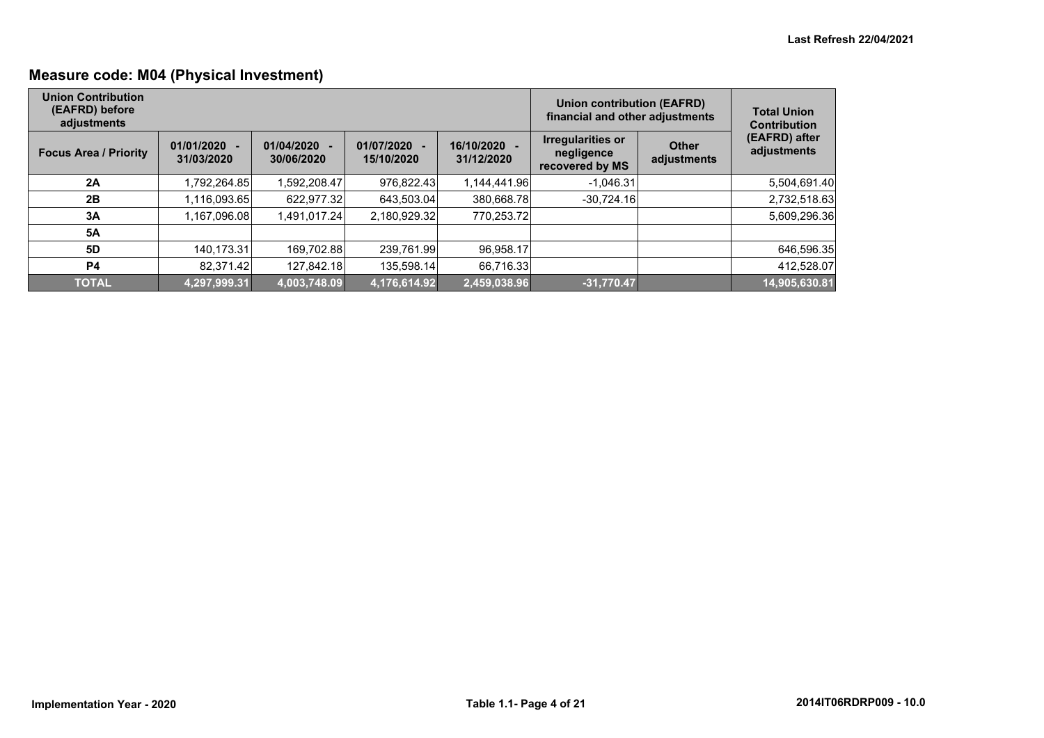## Measure code: M04 (Physical Investment)

| Union Contribution (EAFRD) before adjustments | | | | | Union contribution (EAFRD) financial and other adjustments | | Total Union Contribution (EAFRD) after adjustments |
|---|---|---|---|---|---|---|---|
| Focus Area / Priority | 01/01/2020 - 31/03/2020 | 01/04/2020 - 30/06/2020 | 01/07/2020 - 15/10/2020 | 16/10/2020 - 31/12/2020 | Irregularities or negligence recovered by MS | Other adjustments | |
| 2A | 1,792,264.85 | 1,592,208.47 | 976,822.43 | 1,144,441.96 | -1,046.31 | | 5,504,691.40 |
| 2B | 1,116,093.65 | 622,977.32 | 643,503.04 | 380,668.78 | -30,724.16 | | 2,732,518.63 |
| 3A | 1,167,096.08 | 1,491,017.24 | 2,180,929.32 | 770,253.72 | | | 5,609,296.36 |
| 5A | | | | | | | |
| 5D | 140,173.31 | 169,702.88 | 239,761.99 | 96,958.17 | | | 646,596.35 |
| P4 | 82,371.42 | 127,842.18 | 135,598.14 | 66,716.33 | | | 412,528.07 |
| **TOTAL** | **4,297,999.31** | **4,003,748.09** | **4,176,614.92** | **2,459,038.96** | **-31,770.47** | | **14,905,630.81** |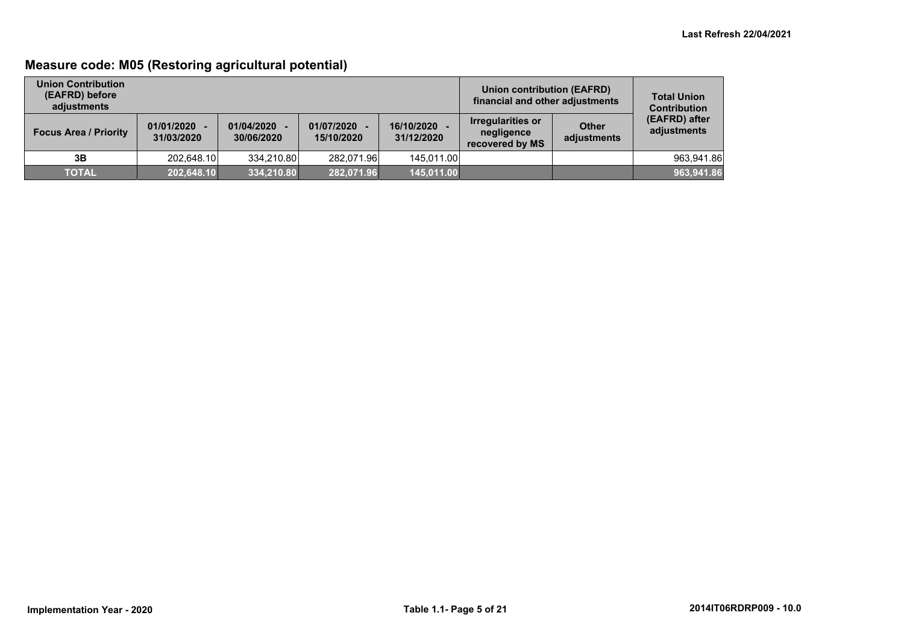## Measure code: M05 (Restoring agricultural potential)

| Union Contribution (EAFRD) before adjustments | | | | | Union contribution (EAFRD) financial and other adjustments | | Total Union Contribution (EAFRD) after adjustments |
|---|---|---|---|---|---|---|---|
| Focus Area / Priority | 01/01/2020 - 31/03/2020 | 01/04/2020 - 30/06/2020 | 01/07/2020 - 15/10/2020 | 16/10/2020 - 31/12/2020 | Irregularities or negligence recovered by MS | Other adjustments | |
| 3B | 202,648.10 | 334,210.80 | 282,071.96 | 145,011.00 | | | 963,941.86 |
| **TOTAL** | **202,648.10** | **334,210.80** | **282,071.96** | **145,011.00** | | | **963,941.86** |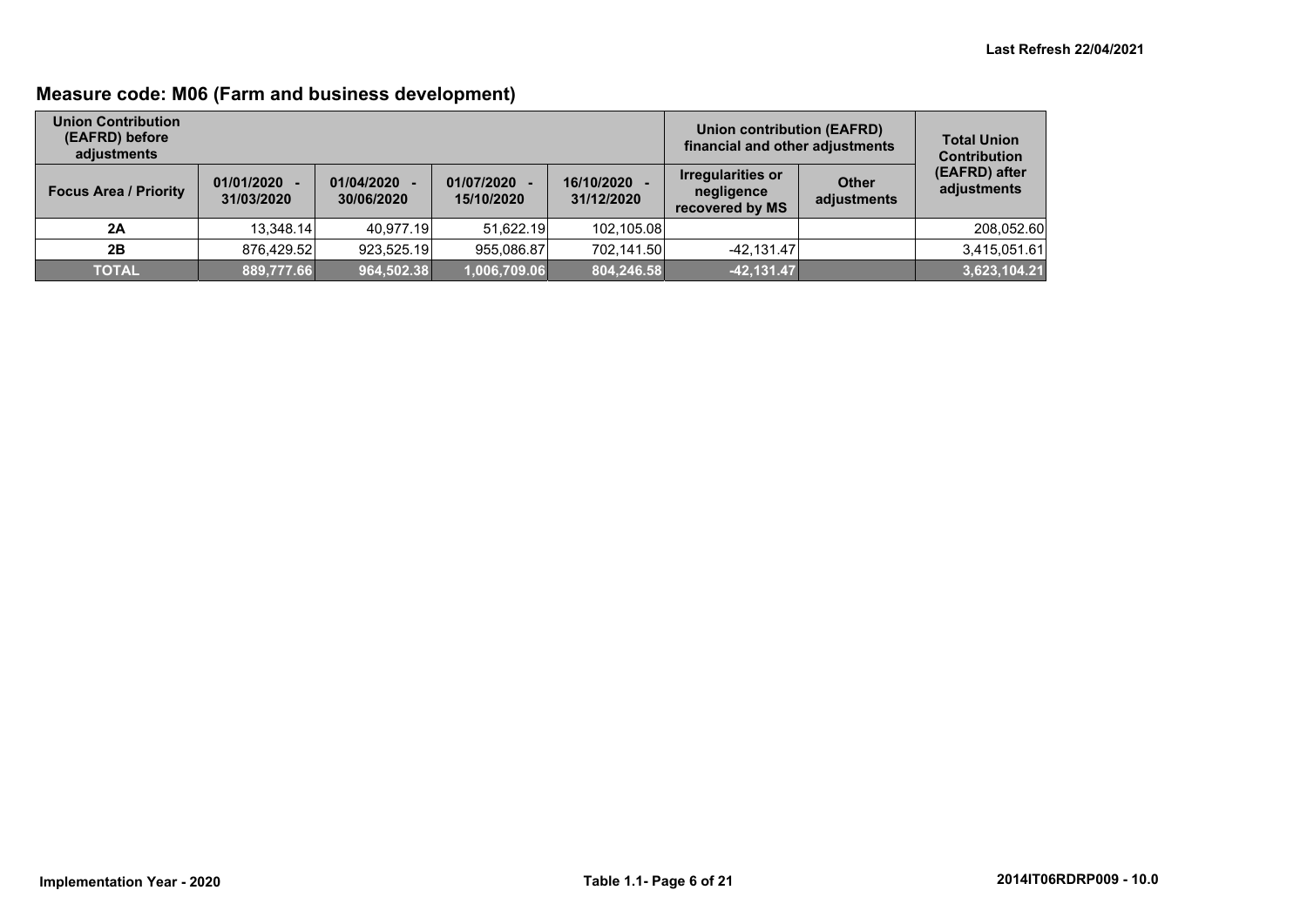## Measure code: M06 (Farm and business development)

| Union Contribution (EAFRD) before adjustments | | | | | Union contribution (EAFRD) financial and other adjustments | | Total Union Contribution (EAFRD) after adjustments |
|---|---|---|---|---|---|---|---|
| Focus Area / Priority | 01/01/2020 - 31/03/2020 | 01/04/2020 - 30/06/2020 | 01/07/2020 - 15/10/2020 | 16/10/2020 - 31/12/2020 | Irregularities or negligence recovered by MS | Other adjustments | |
| 2A | 13,348.14 | 40,977.19 | 51,622.19 | 102,105.08 | | | 208,052.60 |
| 2B | 876,429.52 | 923,525.19 | 955,086.87 | 702,141.50 | -42,131.47 | | 3,415,051.61 |
| **TOTAL** | **889,777.66** | **964,502.38** | **1,006,709.06** | **804,246.58** | **-42,131.47** | | **3,623,104.21** |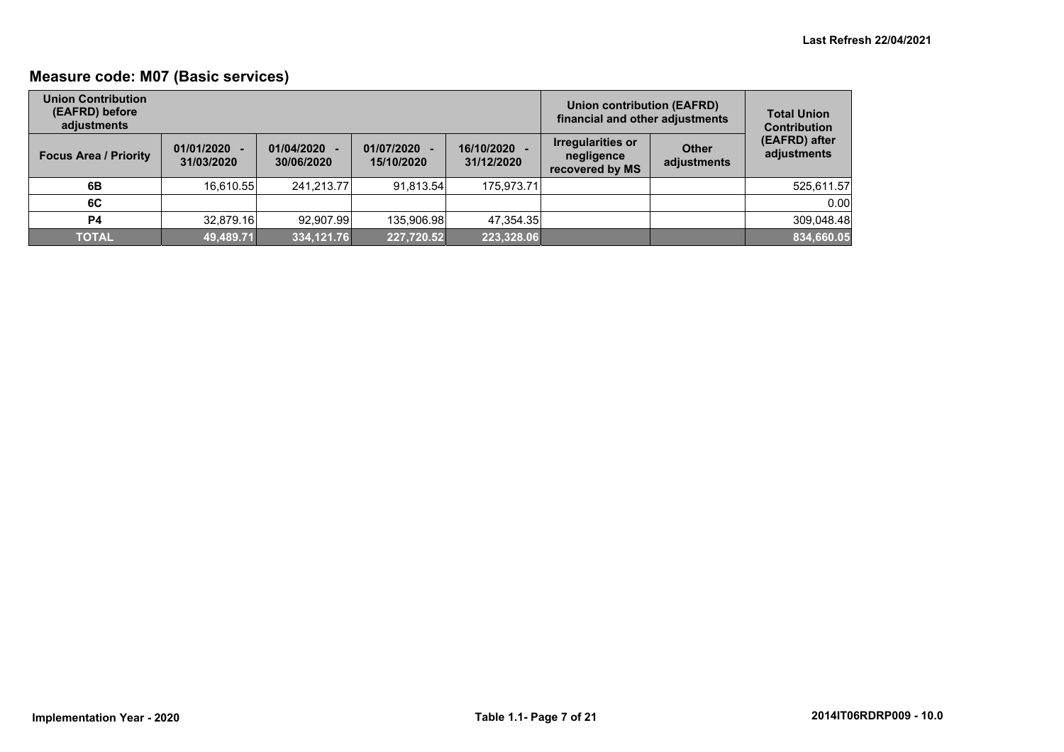Last Refresh 22/04/2021

## Measure code: M07 (Basic services)

| Union Contribution (EAFRD) before adjustments | | | | | Union contribution (EAFRD) financial and other adjustments | | Total Union Contribution (EAFRD) after adjustments |
|---|---|---|---|---|---|---|---|
| Focus Area / Priority | 01/01/2020 - 31/03/2020 | 01/04/2020 - 30/06/2020 | 01/07/2020 - 15/10/2020 | 16/10/2020 - 31/12/2020 | Irregularities or negligence recovered by MS | Other adjustments | |
| 6B | 16,610.55 | 241,213.77 | 91,813.54 | 175,973.71 | | | 525,611.57 |
| 6C | | | | | | | 0.00 |
| P4 | 32,879.16 | 92,907.99 | 135,906.98 | 47,354.35 | | | 309,048.48 |
| **TOTAL** | **49,489.71** | **334,121.76** | **227,720.52** | **223,328.06** | | | **834,660.05** |

Implementation Year - 2020 | Table 1.1- Page 7 of 21 | 2014IT06RDRP009 - 10.0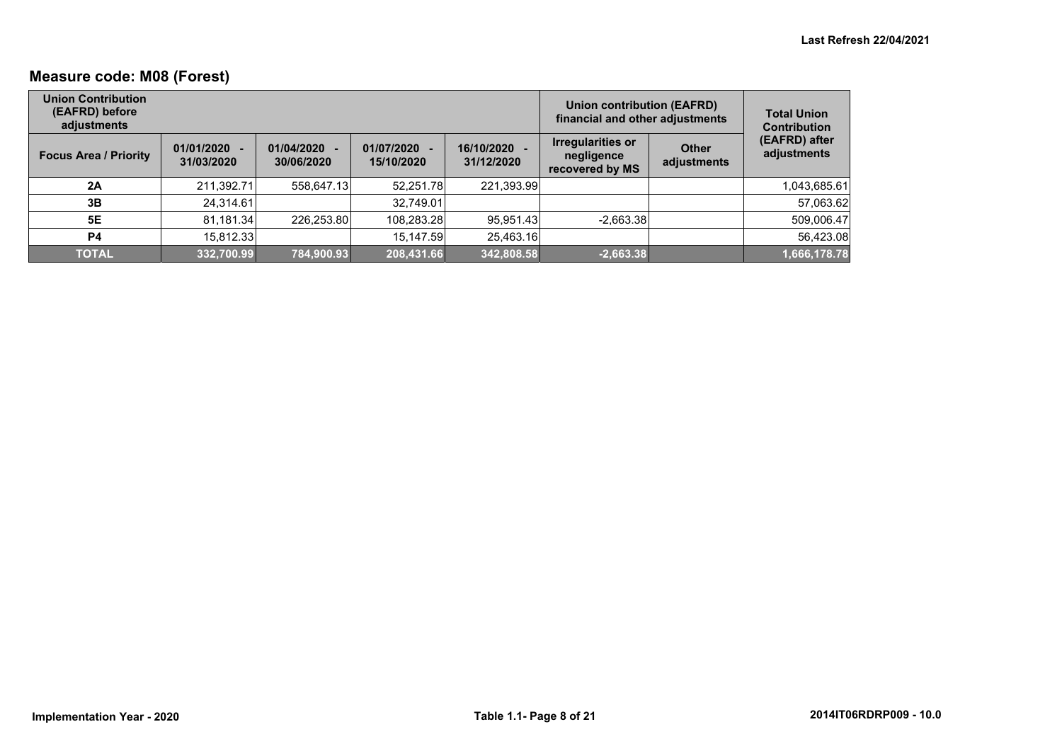## Measure code: M08 (Forest)

| Union Contribution (EAFRD) before adjustments | | | | | Union contribution (EAFRD) financial and other adjustments | | Total Union Contribution (EAFRD) after adjustments |
|---|---|---|---|---|---|---|---|
| Focus Area / Priority | 01/01/2020 - 31/03/2020 | 01/04/2020 - 30/06/2020 | 01/07/2020 - 15/10/2020 | 16/10/2020 - 31/12/2020 | Irregularities or negligence recovered by MS | Other adjustments | |
| 2A | 211,392.71 | 558,647.13 | 52,251.78 | 221,393.99 | | | 1,043,685.61 |
| 3B | 24,314.61 | | 32,749.01 | | | | 57,063.62 |
| 5E | 81,181.34 | 226,253.80 | 108,283.28 | 95,951.43 | -2,663.38 | | 509,006.47 |
| P4 | 15,812.33 | | 15,147.59 | 25,463.16 | | | 56,423.08 |
| **TOTAL** | **332,700.99** | **784,900.93** | **208,431.66** | **342,808.58** | **-2,663.38** | | **1,666,178.78** |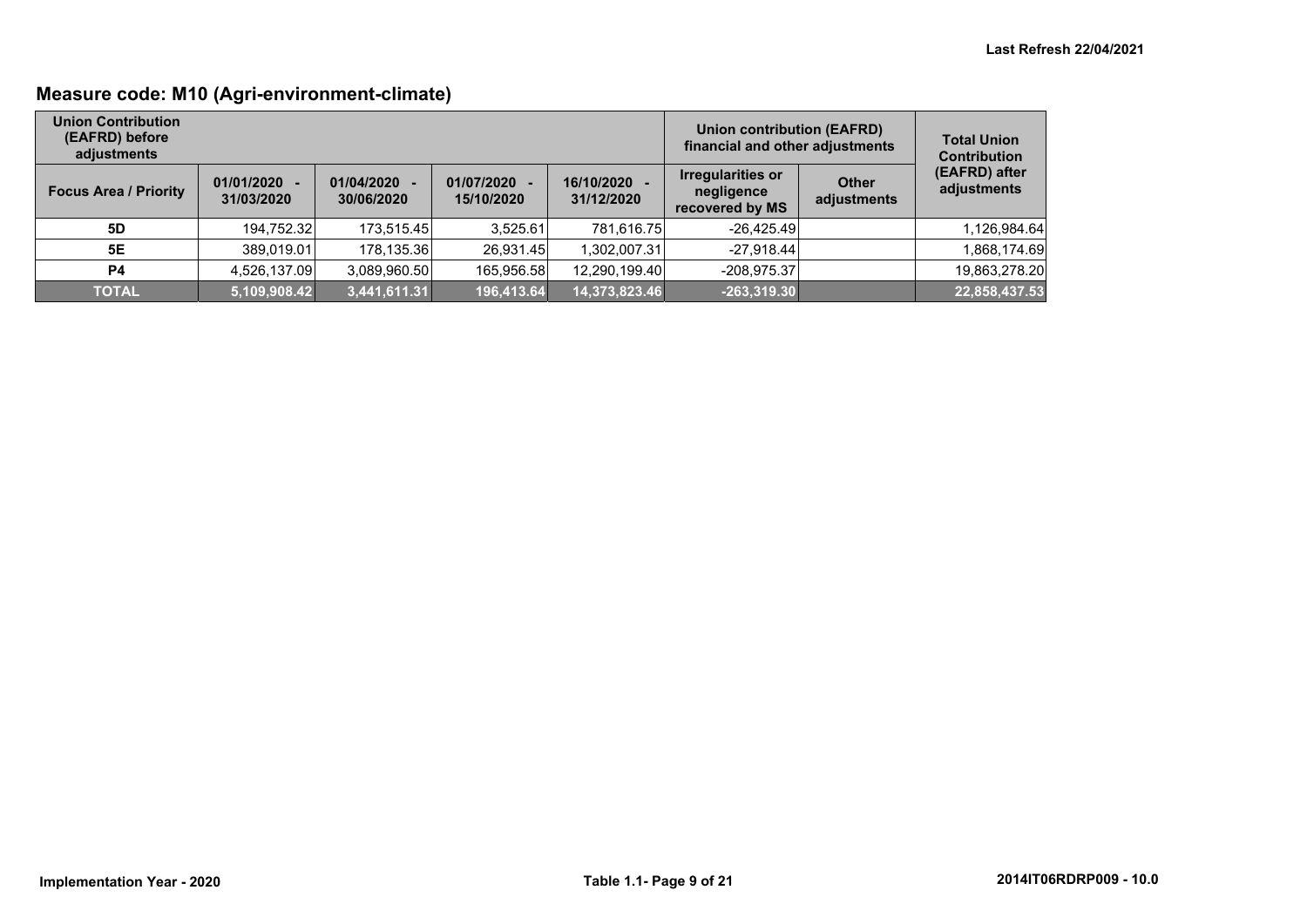## Measure code: M10 (Agri-environment-climate)

| Union Contribution (EAFRD) before adjustments | | | | | Union contribution (EAFRD) financial and other adjustments | | Total Union Contribution (EAFRD) after adjustments |
|---|---|---|---|---|---|---|---|
| Focus Area / Priority | 01/01/2020 - 31/03/2020 | 01/04/2020 - 30/06/2020 | 01/07/2020 - 15/10/2020 | 16/10/2020 - 31/12/2020 | Irregularities or negligence recovered by MS | Other adjustments | |
| 5D | 194,752.32 | 173,515.45 | 3,525.61 | 781,616.75 | -26,425.49 | | 1,126,984.64 |
| 5E | 389,019.01 | 178,135.36 | 26,931.45 | 1,302,007.31 | -27,918.44 | | 1,868,174.69 |
| P4 | 4,526,137.09 | 3,089,960.50 | 165,956.58 | 12,290,199.40 | -208,975.37 | | 19,863,278.20 |
| **TOTAL** | **5,109,908.42** | **3,441,611.31** | **196,413.64** | **14,373,823.46** | **-263,319.30** | | **22,858,437.53** |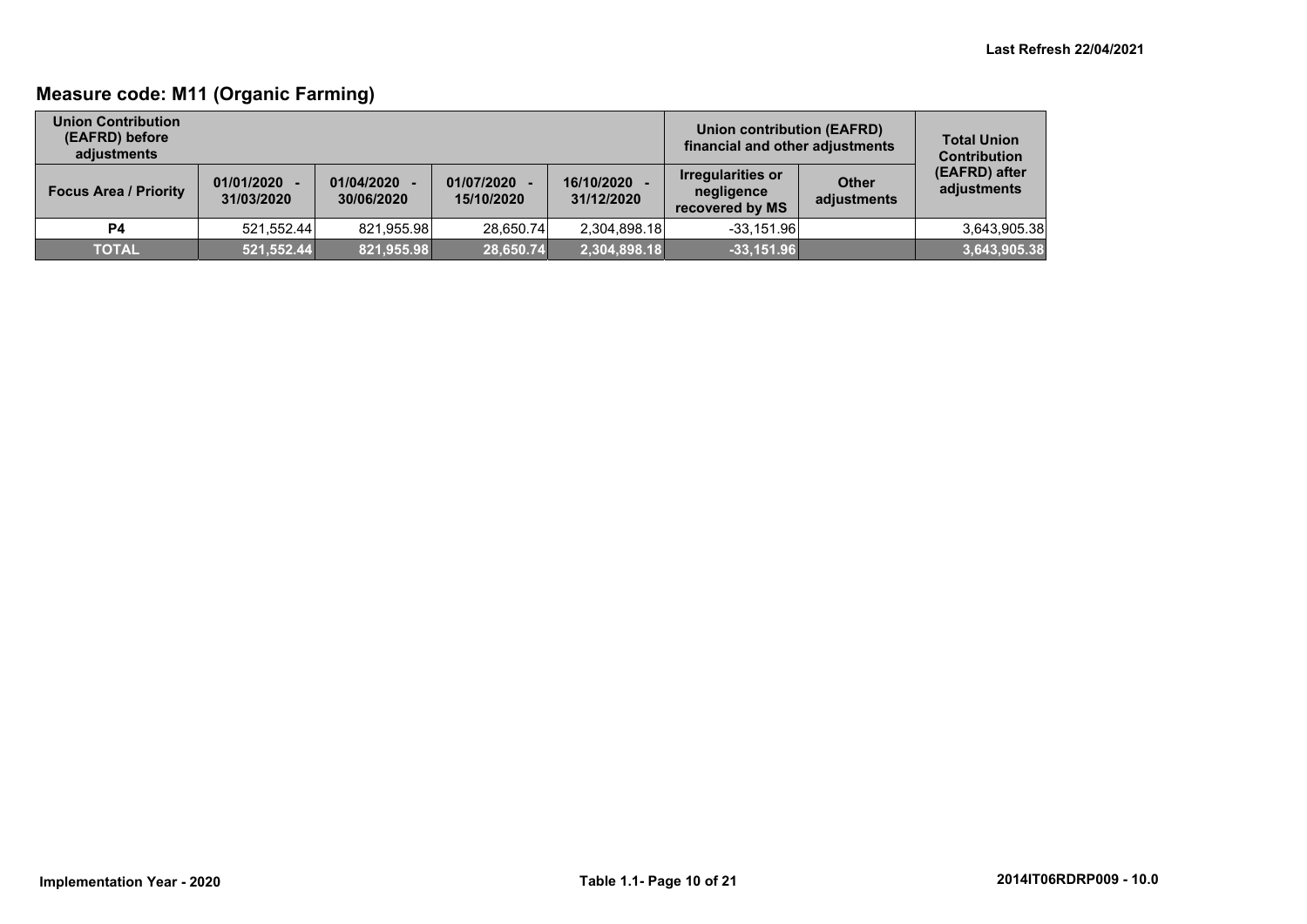Last Refresh 22/04/2021

## Measure code: M11 (Organic Farming)

| Union Contribution (EAFRD) before adjustments | | | | | Union contribution (EAFRD) financial and other adjustments | | Total Union Contribution (EAFRD) after adjustments |
|---|---|---|---|---|---|---|---|
| Focus Area / Priority | 01/01/2020 - 31/03/2020 | 01/04/2020 - 30/06/2020 | 01/07/2020 - 15/10/2020 | 16/10/2020 - 31/12/2020 | Irregularities or negligence recovered by MS | Other adjustments | |
| P4 | 521,552.44 | 821,955.98 | 28,650.74 | 2,304,898.18 | -33,151.96 | | 3,643,905.38 |
| **TOTAL** | **521,552.44** | **821,955.98** | **28,650.74** | **2,304,898.18** | **-33,151.96** | | **3,643,905.38** |

Implementation Year - 2020

Table 1.1

2014IT06RDRP009 - 10.0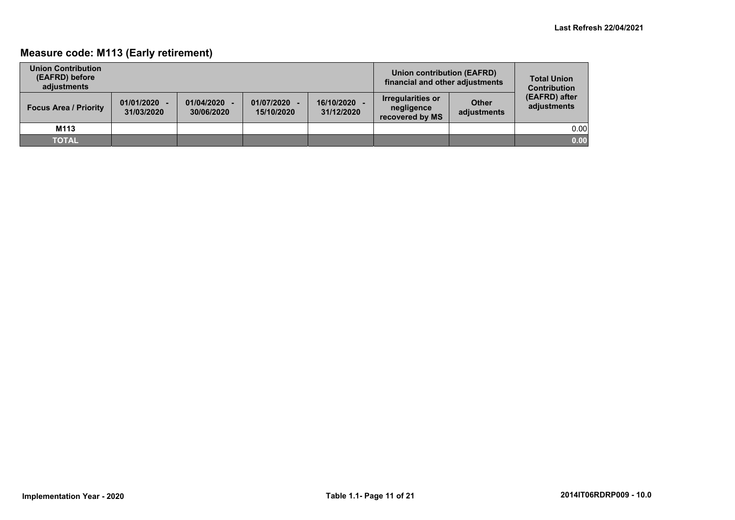## Measure code: M113 (Early retirement)

| Union Contribution (EAFRD) before adjustments | | | | | Union contribution (EAFRD) financial and other adjustments | | Total Union Contribution (EAFRD) after adjustments |
|---|---|---|---|---|---|---|---|
| Focus Area / Priority | 01/01/2020 - 31/03/2020 | 01/04/2020 - 30/06/2020 | 01/07/2020 - 15/10/2020 | 16/10/2020 - 31/12/2020 | Irregularities or negligence recovered by MS | Other adjustments | |
| M113 | | | | | | | 0.00 |
| **TOTAL** | | | | | | | **0.00** |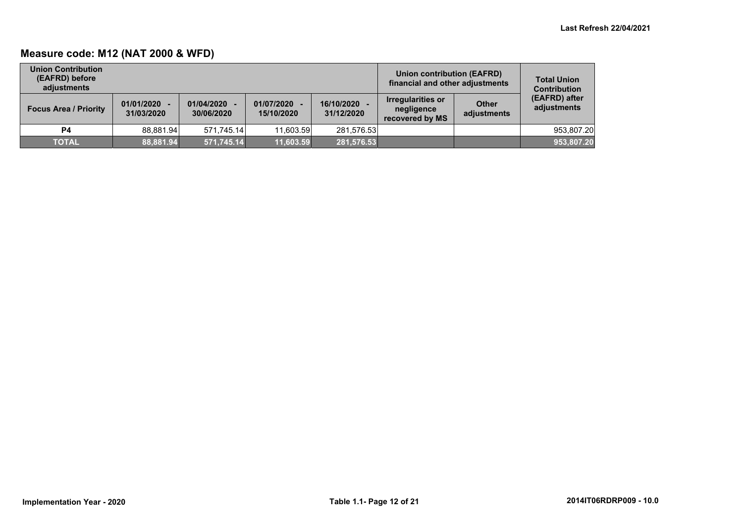## Measure code: M12 (NAT 2000 & WFD)

| Union Contribution (EAFRD) before adjustments | | | | | Union contribution (EAFRD) financial and other adjustments | | Total Union Contribution (EAFRD) after adjustments |
|---|---|---|---|---|---|---|---|
| Focus Area / Priority | 01/01/2020 - 31/03/2020 | 01/04/2020 - 30/06/2020 | 01/07/2020 - 15/10/2020 | 16/10/2020 - 31/12/2020 | Irregularities or negligence recovered by MS | Other adjustments | |
| P4 | 88,881.94 | 571,745.14 | 11,603.59 | 281,576.53 | | | 953,807.20 |
| **TOTAL** | **88,881.94** | **571,745.14** | **11,603.59** | **281,576.53** | | | **953,807.20** |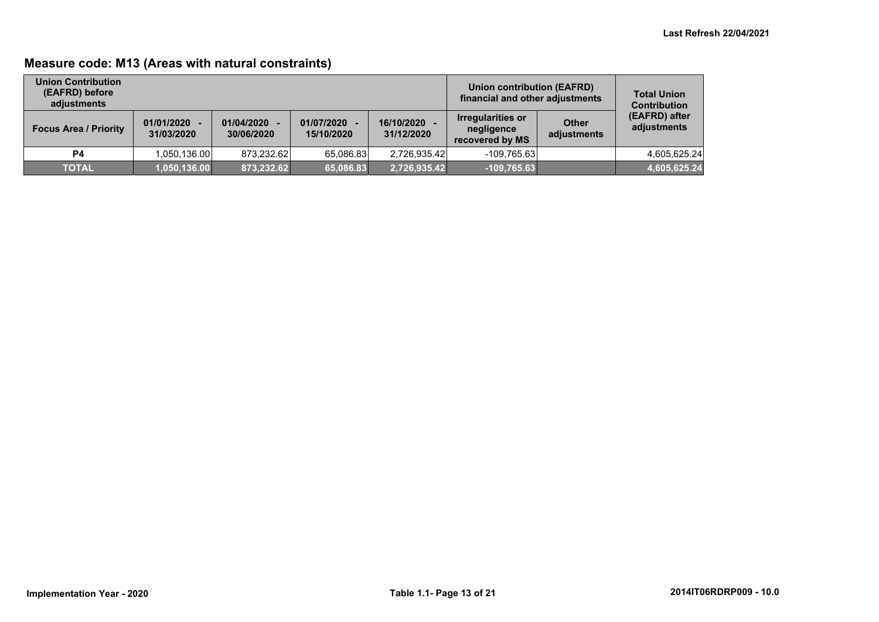## Measure code: M13 (Areas with natural constraints)

| Union Contribution (EAFRD) before adjustments | | | | | Union contribution (EAFRD) financial and other adjustments | | Total Union Contribution (EAFRD) after adjustments |
|---|---|---|---|---|---|---|---|
| Focus Area / Priority | 01/01/2020 - 31/03/2020 | 01/04/2020 - 30/06/2020 | 01/07/2020 - 15/10/2020 | 16/10/2020 - 31/12/2020 | Irregularities or negligence recovered by MS | Other adjustments | |
| P4 | 1,050,136.00 | 873,232.62 | 65,086.83 | 2,726,935.42 | -109,765.63 | | 4,605,625.24 |
| **TOTAL** | **1,050,136.00** | **873,232.62** | **65,086.83** | **2,726,935.42** | **-109,765.63** | | **4,605,625.24** |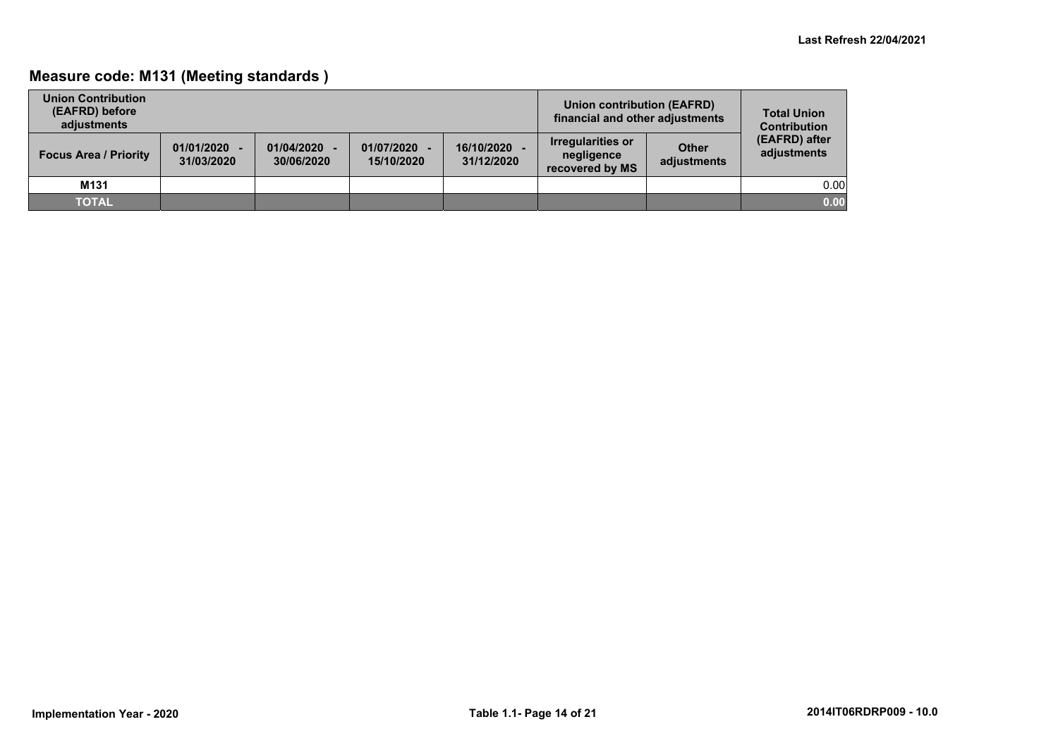## Measure code: M131 (Meeting standards )

| Union Contribution (EAFRD) before adjustments | | | | | Union contribution (EAFRD) financial and other adjustments | | Total Union Contribution (EAFRD) after adjustments |
|---|---|---|---|---|---|---|---|
| Focus Area / Priority | 01/01/2020 - 31/03/2020 | 01/04/2020 - 30/06/2020 | 01/07/2020 - 15/10/2020 | 16/10/2020 - 31/12/2020 | Irregularities or negligence recovered by MS | Other adjustments | |
| M131 | | | | | | | 0.00 |
| TOTAL | | | | | | | 0.00 |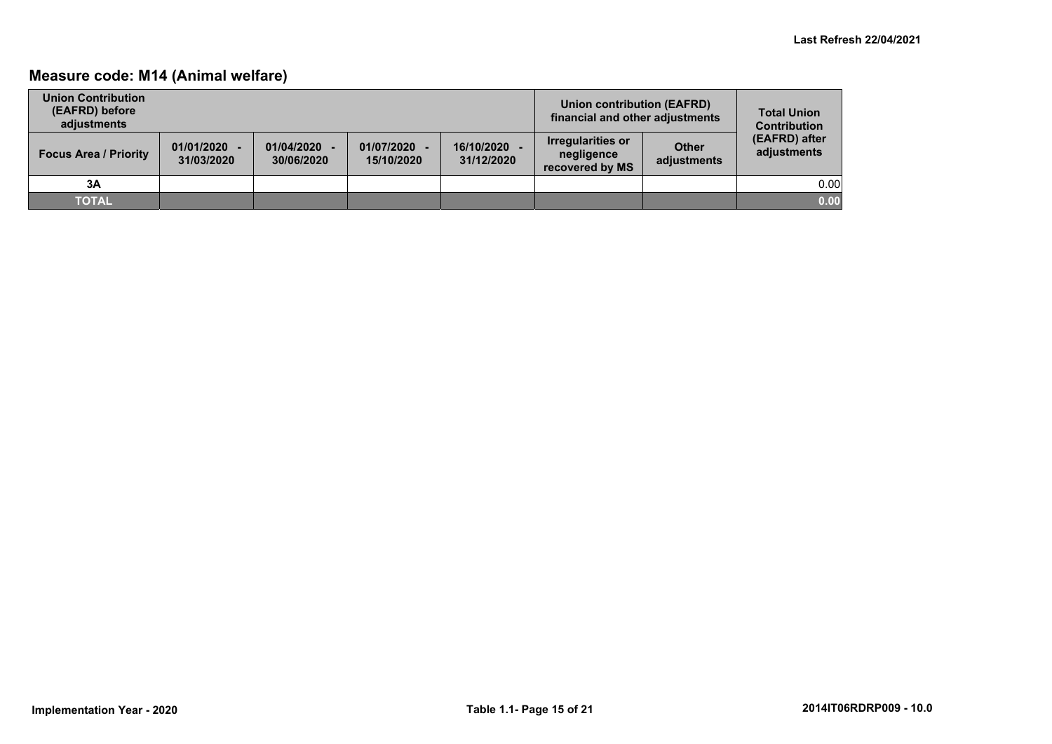## Measure code: M14 (Animal welfare)

| Union Contribution (EAFRD) before adjustments | | | | | Union contribution (EAFRD) financial and other adjustments | | Total Union Contribution (EAFRD) after adjustments |
|---|---|---|---|---|---|---|---|
| Focus Area / Priority | 01/01/2020 - 31/03/2020 | 01/04/2020 - 30/06/2020 | 01/07/2020 - 15/10/2020 | 16/10/2020 - 31/12/2020 | Irregularities or negligence recovered by MS | Other adjustments | |
| 3A | | | | | | | 0.00 |
| **TOTAL** | | | | | | | **0.00** |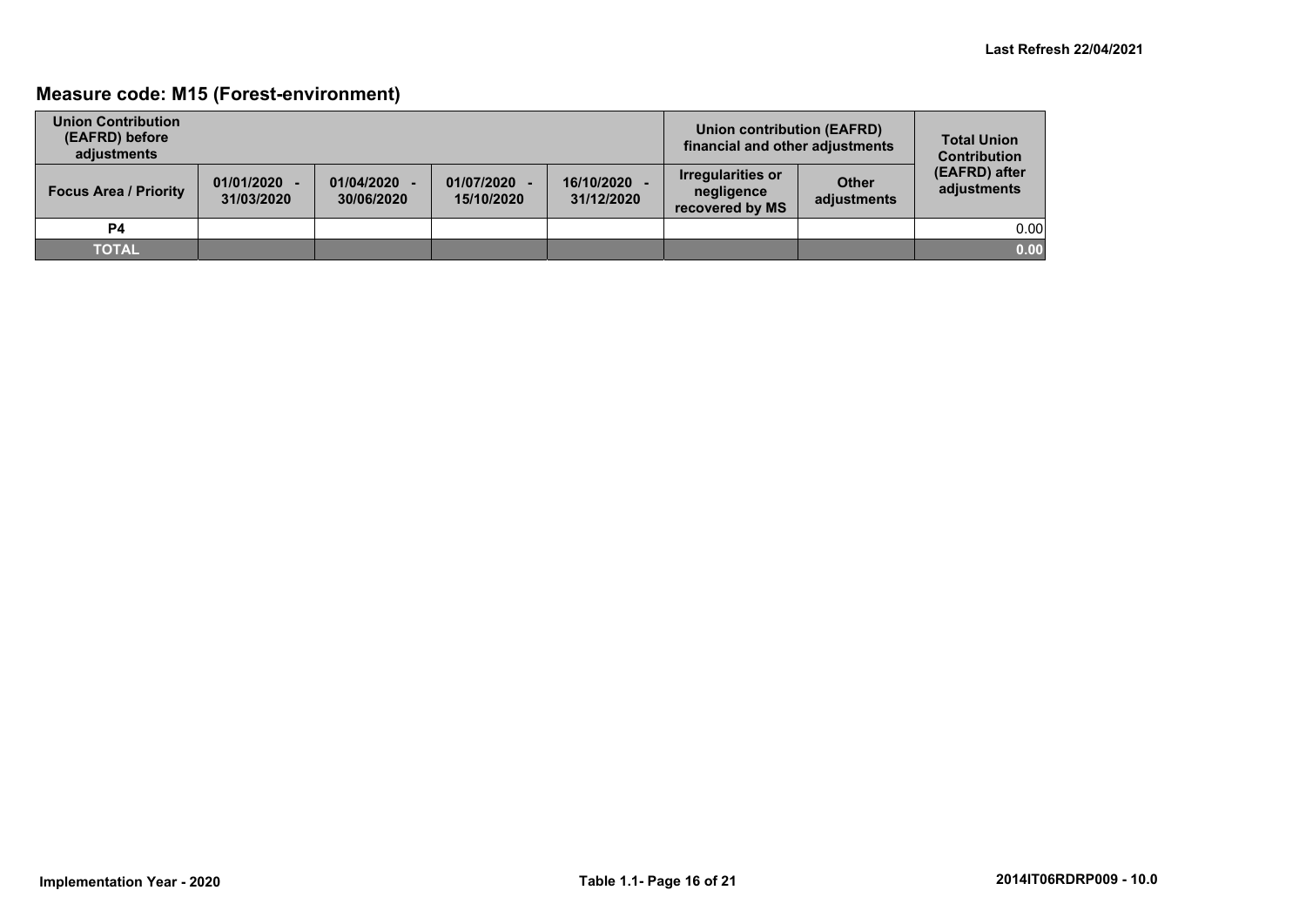## Measure code: M15 (Forest-environment)

| Union Contribution (EAFRD) before adjustments | | | | | Union contribution (EAFRD) financial and other adjustments | | Total Union Contribution (EAFRD) after adjustments |
|---|---|---|---|---|---|---|---|
| Focus Area / Priority | 01/01/2020 - 31/03/2020 | 01/04/2020 - 30/06/2020 | 01/07/2020 - 15/10/2020 | 16/10/2020 - 31/12/2020 | Irregularities or negligence recovered by MS | Other adjustments | |
| P4 | | | | | | | 0.00 |
| TOTAL | | | | | | | 0.00 |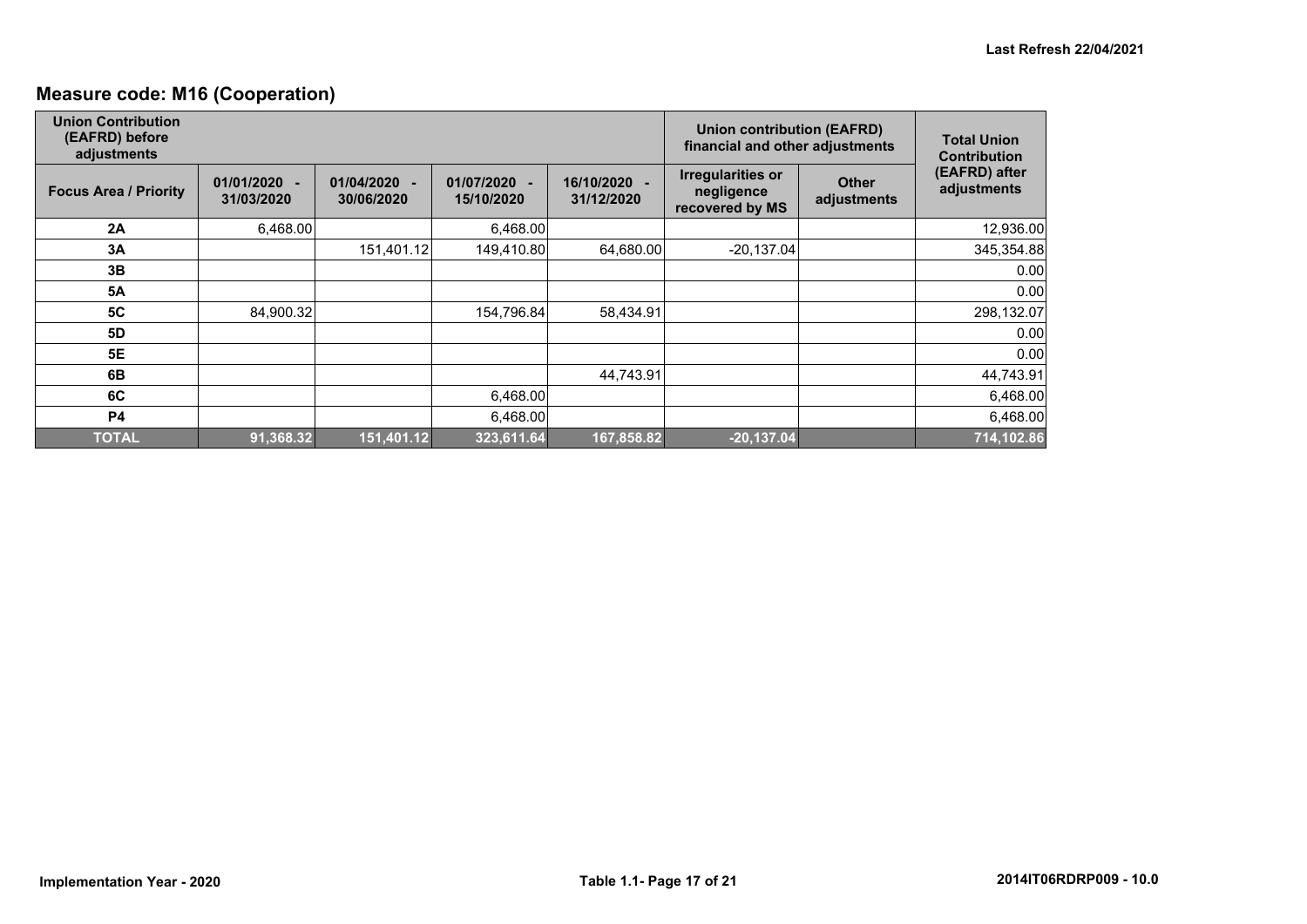Last Refresh 22/04/2021

## Measure code: M16 (Cooperation)

| Union Contribution (EAFRD) before adjustments | | | | | Union contribution (EAFRD) financial and other adjustments | | Total Union Contribution (EAFRD) after adjustments |
|---|---|---|---|---|---|---|---|
| Focus Area / Priority | 01/01/2020 - 31/03/2020 | 01/04/2020 - 30/06/2020 | 01/07/2020 - 15/10/2020 | 16/10/2020 - 31/12/2020 | Irregularities or negligence recovered by MS | Other adjustments | |
| 2A | 6,468.00 | | 6,468.00 | | | | 12,936.00 |
| 3A | | 151,401.12 | 149,410.80 | 64,680.00 | -20,137.04 | | 345,354.88 |
| 3B | | | | | | | 0.00 |
| 5A | | | | | | | 0.00 |
| 5C | 84,900.32 | | 154,796.84 | 58,434.91 | | | 298,132.07 |
| 5D | | | | | | | 0.00 |
| 5E | | | | | | | 0.00 |
| 6B | | | | 44,743.91 | | | 44,743.91 |
| 6C | | | 6,468.00 | | | | 6,468.00 |
| P4 | | | 6,468.00 | | | | 6,468.00 |
| **TOTAL** | **91,368.32** | **151,401.12** | **323,611.64** | **167,858.82** | **-20,137.04** | | **714,102.86** |

Implementation Year - 2020 | Table 1.1- Page 17 of 21 | 2014IT06RDRP009 - 10.0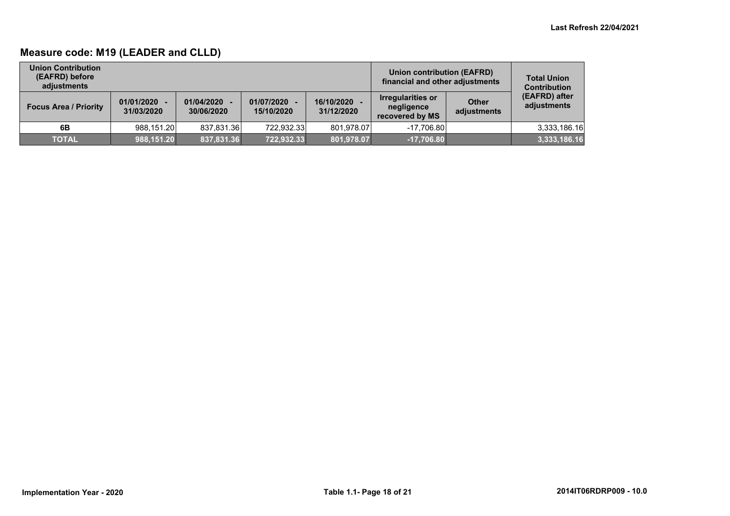## Measure code: M19 (LEADER and CLLD)

| Union Contribution (EAFRD) before adjustments | | | | | Union contribution (EAFRD) financial and other adjustments | | Total Union Contribution (EAFRD) after adjustments |
|---|---|---|---|---|---|---|---|
| Focus Area / Priority | 01/01/2020 - 31/03/2020 | 01/04/2020 - 30/06/2020 | 01/07/2020 - 15/10/2020 | 16/10/2020 - 31/12/2020 | Irregularities or negligence recovered by MS | Other adjustments | |
| 6B | 988,151.20 | 837,831.36 | 722,932.33 | 801,978.07 | -17,706.80 | | 3,333,186.16 |
| **TOTAL** | **988,151.20** | **837,831.36** | **722,932.33** | **801,978.07** | **-17,706.80** | | **3,333,186.16** |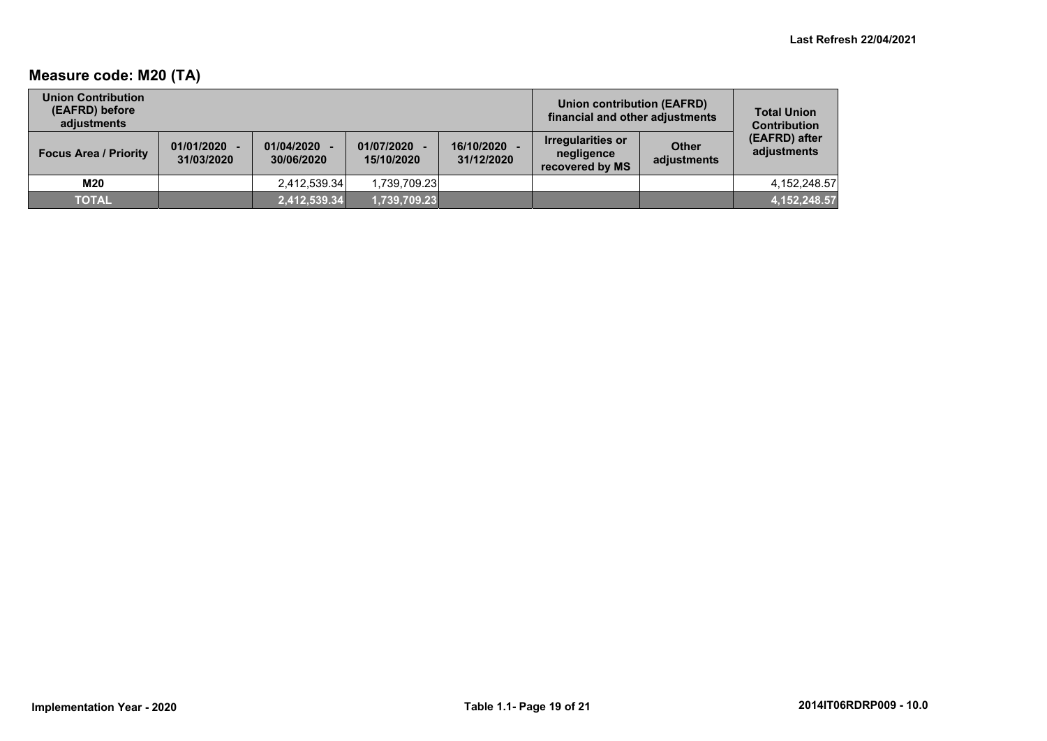Last Refresh 22/04/2021

## Measure code: M20 (TA)

| Union Contribution (EAFRD) before adjustments | | | | | Union contribution (EAFRD) financial and other adjustments | | Total Union Contribution (EAFRD) after adjustments |
|---|---|---|---|---|---|---|---|
| Focus Area / Priority | 01/01/2020 - 31/03/2020 | 01/04/2020 - 30/06/2020 | 01/07/2020 - 15/10/2020 | 16/10/2020 - 31/12/2020 | Irregularities or negligence recovered by MS | Other adjustments | |
| M20 | | 2,412,539.34 | 1,739,709.23 | | | | 4,152,248.57 |
| TOTAL | | 2,412,539.34 | 1,739,709.23 | | | | 4,152,248.57 |

Implementation Year - 2020 | Table 1.1 | 2014IT06RDRP009 - 10.0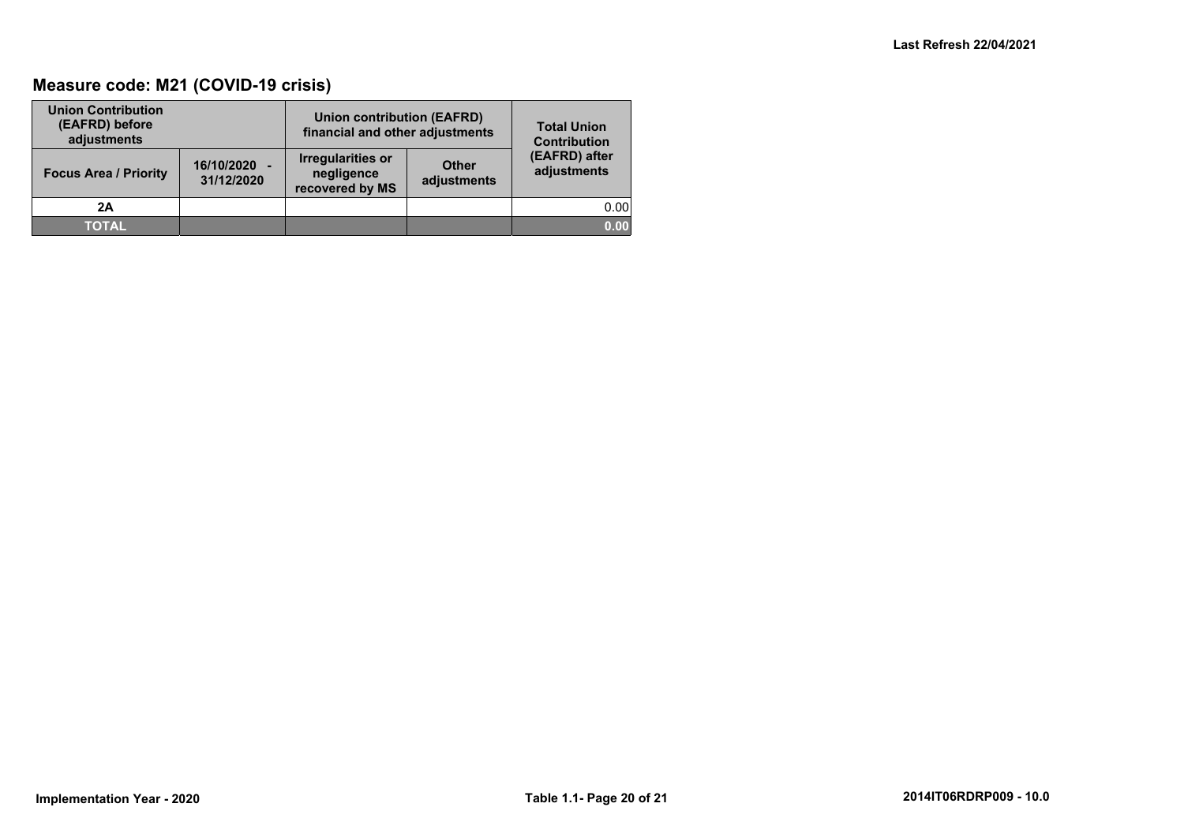Last Refresh 22/04/2021

## Measure code: M21 (COVID-19 crisis)

| Union Contribution (EAFRD) before adjustments | | Union contribution (EAFRD) financial and other adjustments | | Total Union Contribution (EAFRD) after adjustments |
|---|---|---|---|---|
| Focus Area / Priority | 16/10/2020 - 31/12/2020 | Irregularities or negligence recovered by MS | Other adjustments | |
| 2A | | | | 0.00 |
| TOTAL | | | | 0.00 |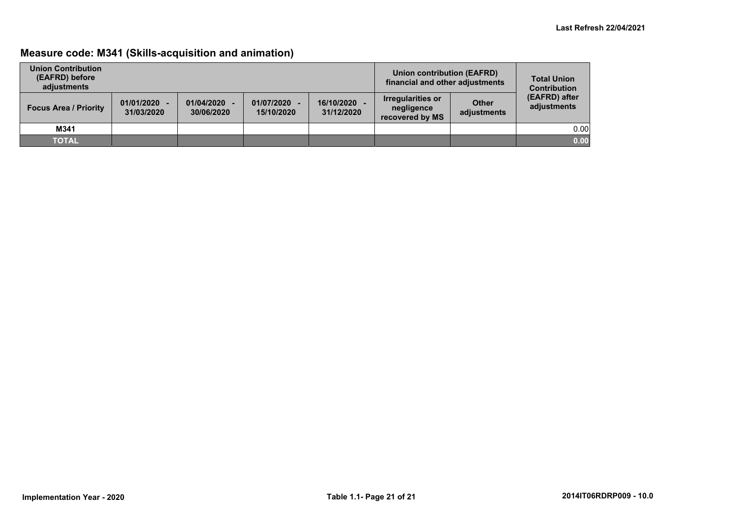Last Refresh 22/04/2021

## Measure code: M341 (Skills-acquisition and animation)

| Union Contribution (EAFRD) before adjustments | | | | | Union contribution (EAFRD) financial and other adjustments | | Total Union Contribution (EAFRD) after adjustments |
|---|---|---|---|---|---|---|---|
| Focus Area / Priority | 01/01/2020 - 31/03/2020 | 01/04/2020 - 30/06/2020 | 01/07/2020 - 15/10/2020 | 16/10/2020 - 31/12/2020 | Irregularities or negligence recovered by MS | Other adjustments | |
| M341 | | | | | | | 0.00 |
| TOTAL | | | | | | | 0.00 |

Implementation Year - 2020

Table 1.1- Page 21 of 21

2014IT06RDRP009 - 10.0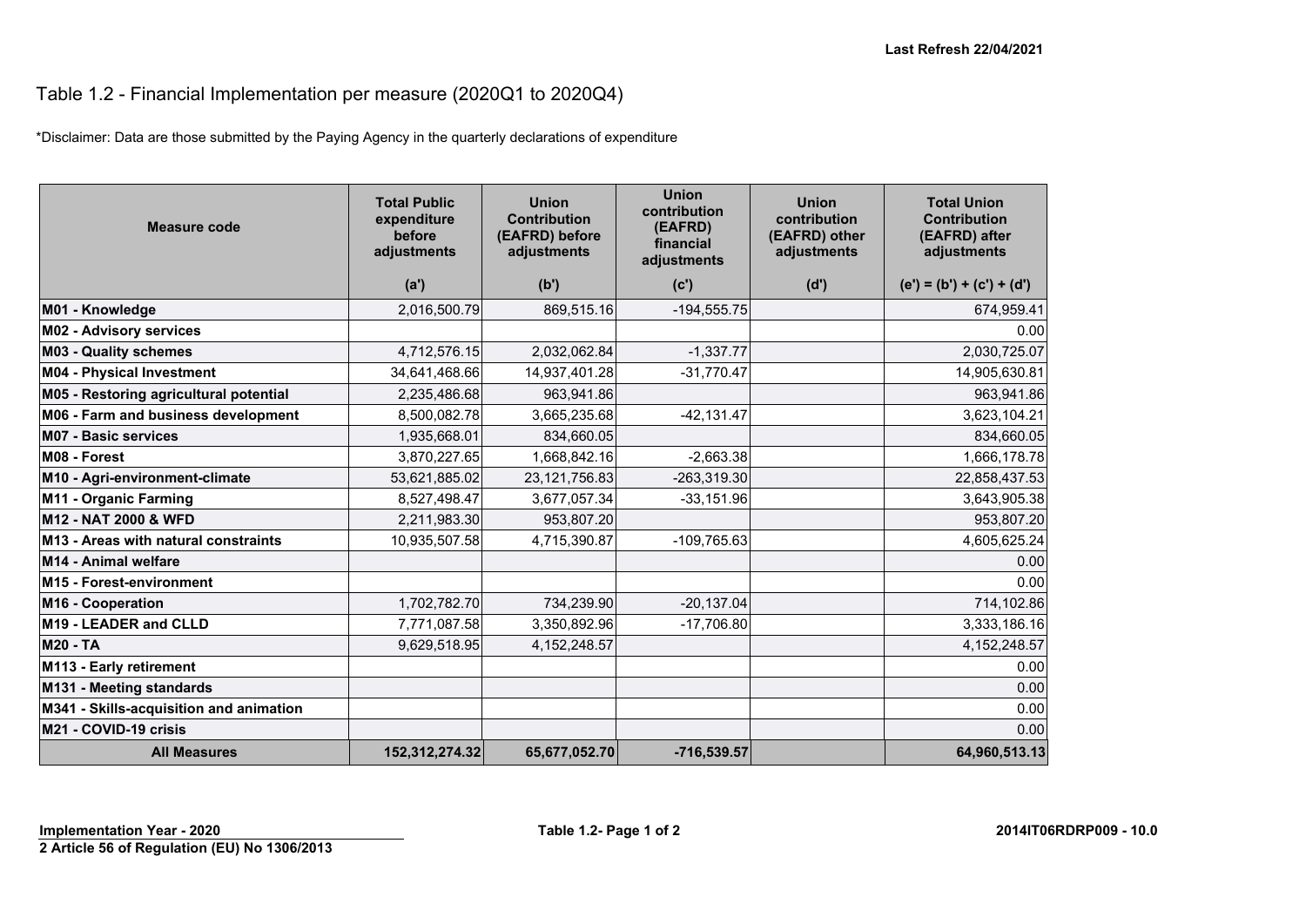Last Refresh 22/04/2021

# Table 1.2 - Financial Implementation per measure (2020Q1 to 2020Q4)

*Disclaimer: Data are those submitted by the Paying Agency in the quarterly declarations of expenditure

| Measure code | Total Public expenditure before adjustments | Union Contribution (EAFRD) before adjustments | Union contribution (EAFRD) financial adjustments | Union contribution (EAFRD) other adjustments | Total Union Contribution (EAFRD) after adjustments |
|---|---|---|---|---|---|
| | (a') | (b') | (c') | (d') | (e') = (b') + (c') + (d') |
| **M01 - Knowledge** | 2,016,500.79 | 869,515.16 | -194,555.75 | | 674,959.41 |
| **M02 - Advisory services** | | | | | 0.00 |
| **M03 - Quality schemes** | 4,712,576.15 | 2,032,062.84 | -1,337.77 | | 2,030,725.07 |
| **M04 - Physical Investment** | 34,641,468.66 | 14,937,401.28 | -31,770.47 | | 14,905,630.81 |
| **M05 - Restoring agricultural potential** | 2,235,486.68 | 963,941.86 | | | 963,941.86 |
| **M06 - Farm and business development** | 8,500,082.78 | 3,665,235.68 | -42,131.47 | | 3,623,104.21 |
| **M07 - Basic services** | 1,935,668.01 | 834,660.05 | | | 834,660.05 |
| **M08 - Forest** | 3,870,227.65 | 1,668,842.16 | -2,663.38 | | 1,666,178.78 |
| **M10 - Agri-environment-climate** | 53,621,885.02 | 23,121,756.83 | -263,319.30 | | 22,858,437.53 |
| **M11 - Organic Farming** | 8,527,498.47 | 3,677,057.34 | -33,151.96 | | 3,643,905.38 |
| **M12 - NAT 2000 & WFD** | 2,211,983.30 | 953,807.20 | | | 953,807.20 |
| **M13 - Areas with natural constraints** | 10,935,507.58 | 4,715,390.87 | -109,765.63 | | 4,605,625.24 |
| **M14 - Animal welfare** | | | | | 0.00 |
| **M15 - Forest-environment** | | | | | 0.00 |
| **M16 - Cooperation** | 1,702,782.70 | 734,239.90 | -20,137.04 | | 714,102.86 |
| **M19 - LEADER and CLLD** | 7,771,087.58 | 3,350,892.96 | -17,706.80 | | 3,333,186.16 |
| **M20 - TA** | 9,629,518.95 | 4,152,248.57 | | | 4,152,248.57 |
| **M113 - Early retirement** | | | | | 0.00 |
| **M131 - Meeting standards** | | | | | 0.00 |
| **M341 - Skills-acquisition and animation** | | | | | 0.00 |
| **M21 - COVID-19 crisis** | | | | | 0.00 |
| **All Measures** | **152,312,274.32** | **65,677,052.70** | **-716,539.57** | | **64,960,513.13** |

**Implementation Year - 2020**

**2 Article 56 of Regulation (EU) No 1306/2013**

**2014IT06RDRP009 - 10.0**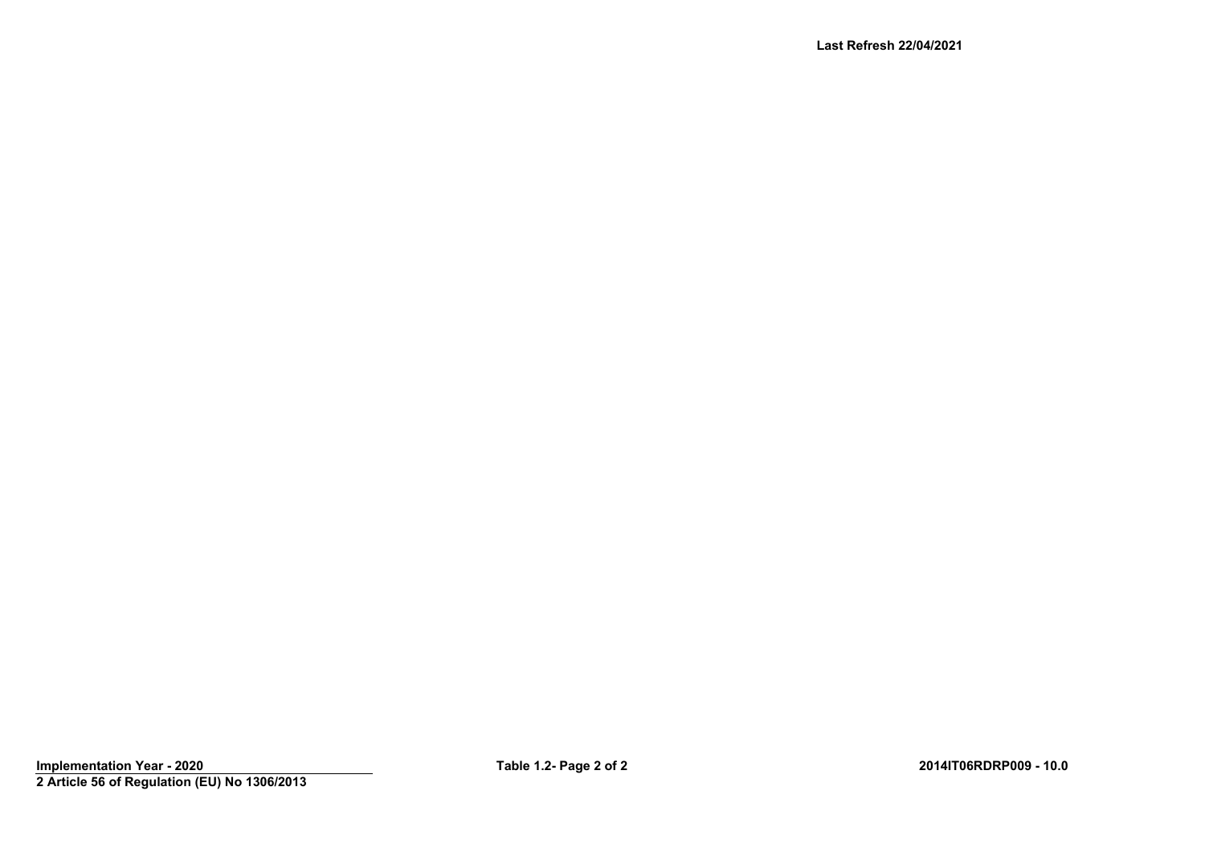[2] Article 56 of Regulation (EU) No 1306/2013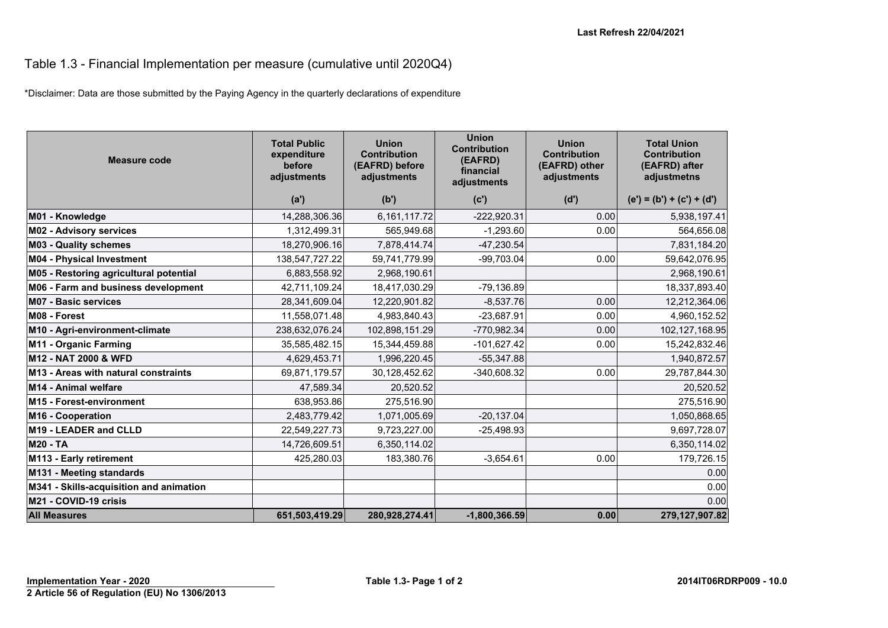Last Refresh 22/04/2021

# Table 1.3 - Financial Implementation per measure (cumulative until 2020Q4)

*Disclaimer: Data are those submitted by the Paying Agency in the quarterly declarations of expenditure

| Measure code | Total Public expenditure before adjustments | Union Contribution (EAFRD) before adjustments | Union Contribution (EAFRD) financial adjustments | Union Contribution (EAFRD) other adjustments | Total Union Contribution (EAFRD) after adjustmetns |
|---|---|---|---|---|---|
| | (a') | (b') | (c') | (d') | (e') = (b') + (c') + (d') |
| **M01 - Knowledge** | 14,288,306.36 | 6,161,117.72 | -222,920.31 | 0.00 | 5,938,197.41 |
| **M02 - Advisory services** | 1,312,499.31 | 565,949.68 | -1,293.60 | 0.00 | 564,656.08 |
| **M03 - Quality schemes** | 18,270,906.16 | 7,878,414.74 | -47,230.54 | | 7,831,184.20 |
| **M04 - Physical Investment** | 138,547,727.22 | 59,741,779.99 | -99,703.04 | 0.00 | 59,642,076.95 |
| **M05 - Restoring agricultural potential** | 6,883,558.92 | 2,968,190.61 | | | 2,968,190.61 |
| **M06 - Farm and business development** | 42,711,109.24 | 18,417,030.29 | -79,136.89 | | 18,337,893.40 |
| **M07 - Basic services** | 28,341,609.04 | 12,220,901.82 | -8,537.76 | 0.00 | 12,212,364.06 |
| **M08 - Forest** | 11,558,071.48 | 4,983,840.43 | -23,687.91 | 0.00 | 4,960,152.52 |
| **M10 - Agri-environment-climate** | 238,632,076.24 | 102,898,151.29 | -770,982.34 | 0.00 | 102,127,168.95 |
| **M11 - Organic Farming** | 35,585,482.15 | 15,344,459.88 | -101,627.42 | 0.00 | 15,242,832.46 |
| **M12 - NAT 2000 & WFD** | 4,629,453.71 | 1,996,220.45 | -55,347.88 | | 1,940,872.57 |
| **M13 - Areas with natural constraints** | 69,871,179.57 | 30,128,452.62 | -340,608.32 | 0.00 | 29,787,844.30 |
| **M14 - Animal welfare** | 47,589.34 | 20,520.52 | | | 20,520.52 |
| **M15 - Forest-environment** | 638,953.86 | 275,516.90 | | | 275,516.90 |
| **M16 - Cooperation** | 2,483,779.42 | 1,071,005.69 | -20,137.04 | | 1,050,868.65 |
| **M19 - LEADER and CLLD** | 22,549,227.73 | 9,723,227.00 | -25,498.93 | | 9,697,728.07 |
| **M20 - TA** | 14,726,609.51 | 6,350,114.02 | | | 6,350,114.02 |
| **M113 - Early retirement** | 425,280.03 | 183,380.76 | -3,654.61 | 0.00 | 179,726.15 |
| **M131 - Meeting standards** | | | | | 0.00 |
| **M341 - Skills-acquisition and animation** | | | | | 0.00 |
| **M21 - COVID-19 crisis** | | | | | 0.00 |
| **All Measures** | **651,503,419.29** | **280,928,274.41** | **-1,800,366.59** | **0.00** | **279,127,907.82** |

**Implementation Year - 2020**

**2 Article 56 of Regulation (EU) No 1306/2013**

**2014IT06RDRP009 - 10.0**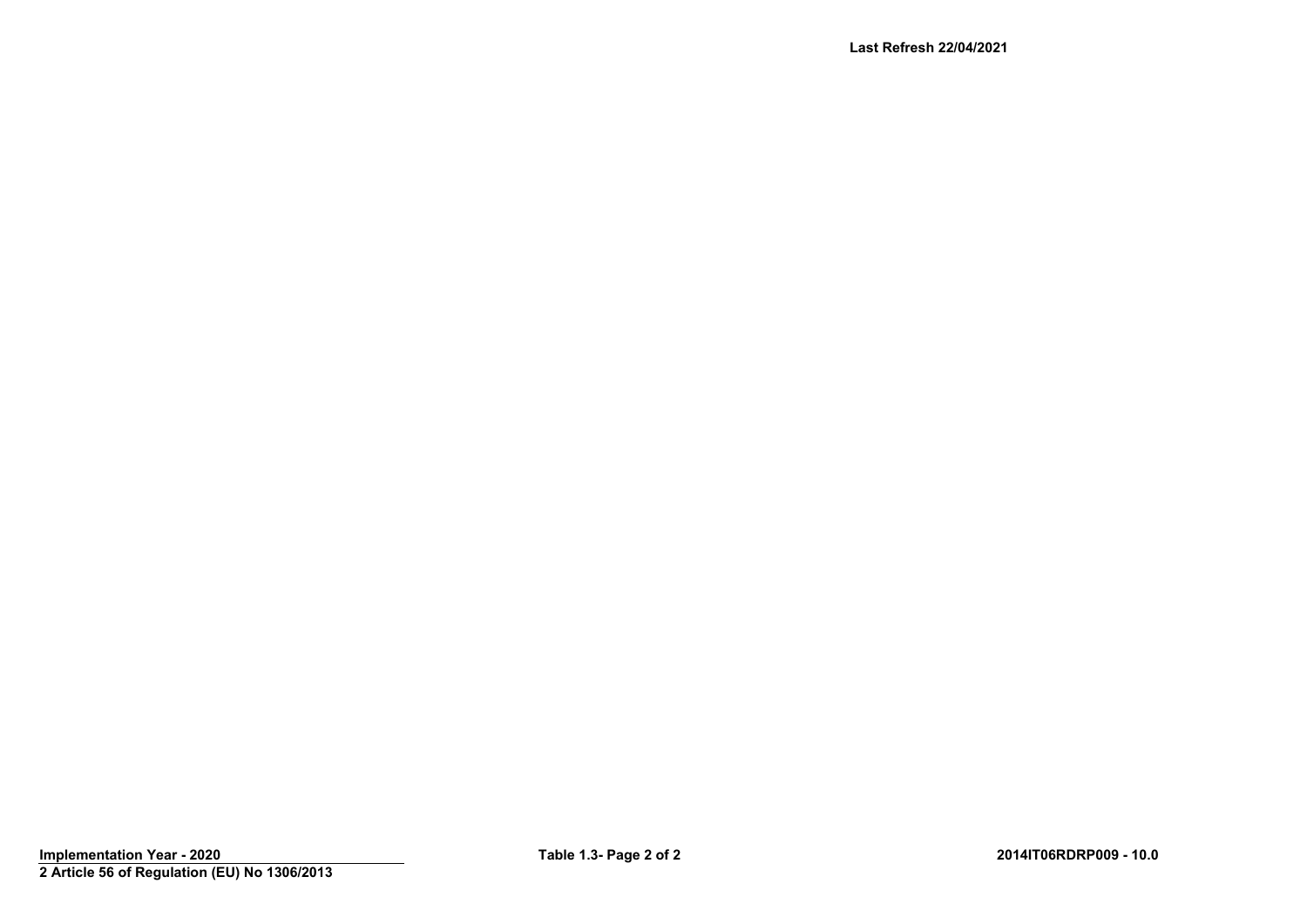[2] Article 56 of Regulation (EU) No 1306/2013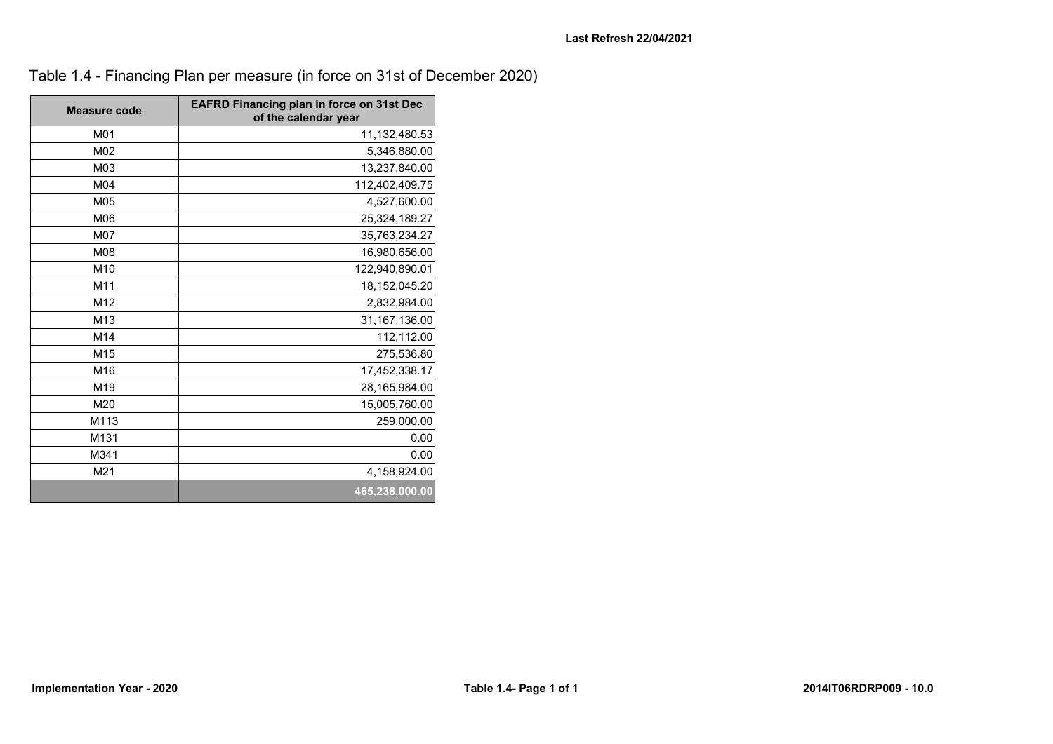Last Refresh 22/04/2021

# Table 1.4 - Financing Plan per measure (in force on 31st of December 2020)

| Measure code | EAFRD Financing plan in force on 31st Dec of the calendar year |
|---|---|
| M01 | 11,132,480.53 |
| M02 | 5,346,880.00 |
| M03 | 13,237,840.00 |
| M04 | 112,402,409.75 |
| M05 | 4,527,600.00 |
| M06 | 25,324,189.27 |
| M07 | 35,763,234.27 |
| M08 | 16,980,656.00 |
| M10 | 122,940,890.01 |
| M11 | 18,152,045.20 |
| M12 | 2,832,984.00 |
| M13 | 31,167,136.00 |
| M14 | 112,112.00 |
| M15 | 275,536.80 |
| M16 | 17,452,338.17 |
| M19 | 28,165,984.00 |
| M20 | 15,005,760.00 |
| M113 | 259,000.00 |
| M131 | 0.00 |
| M341 | 0.00 |
| M21 | 4,158,924.00 |
| | **465,238,000.00** |

**Implementation Year - 2020** | **2014IT06RDRP009 - 10.0**